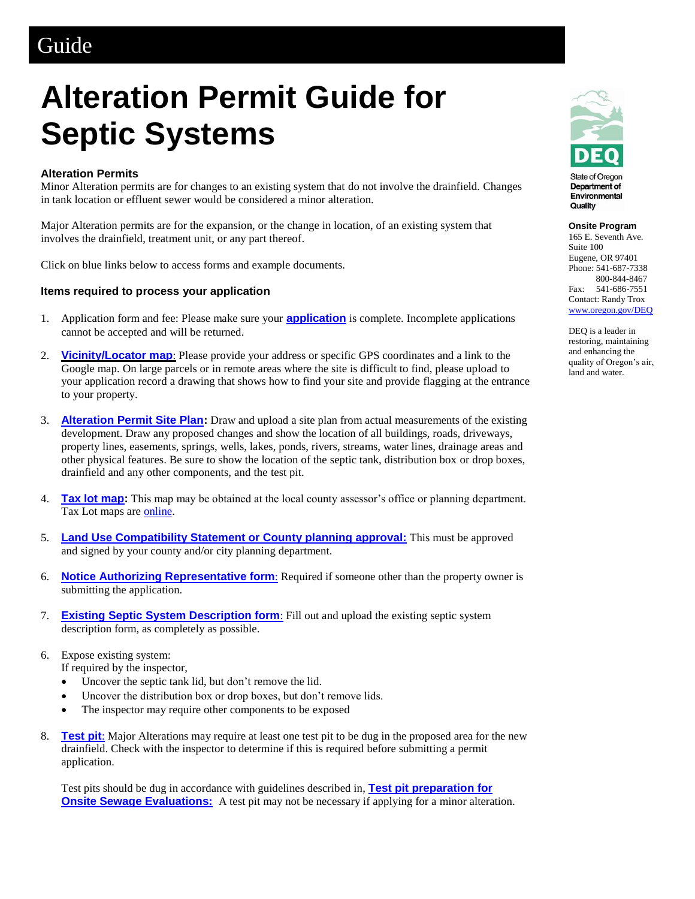Guide

# Alteration Permit Guide for Septic Systems

**State of Oregon Department of Environmental Quality**

**Onsite Program**
165 E. Seventh Ave.
Suite 100
Eugene, OR 97401
Phone: 541-687-7338
800-844-8467
Fax: 541-686-7551
Contact: Randy Trox
www.oregon.gov/DEQ

DEQ is a leader in restoring, maintaining and enhancing the quality of Oregon's air, land and water.

### Alteration Permits

Minor Alteration permits are for changes to an existing system that do not involve the drainfield. Changes in tank location or effluent sewer would be considered a minor alteration.

Major Alteration permits are for the expansion, or the change in location, of an existing system that involves the drainfield, treatment unit, or any part thereof.

Click on blue links below to access forms and example documents.

### Items required to process your application

1. Application form and fee: Please make sure your **application** is complete. Incomplete applications cannot be accepted and will be returned.

2. **Vicinity/Locator map**: Please provide your address or specific GPS coordinates and a link to the Google map. On large parcels or in remote areas where the site is difficult to find, please upload to your application record a drawing that shows how to find your site and provide flagging at the entrance to your property.

3. **Alteration Permit Site Plan:** Draw and upload a site plan from actual measurements of the existing development. Draw any proposed changes and show the location of all buildings, roads, driveways, property lines, easements, springs, wells, lakes, ponds, rivers, streams, water lines, drainage areas and other physical features. Be sure to show the location of the septic tank, distribution box or drop boxes, drainfield and any other components, and the test pit.

4. **Tax lot map:** This map may be obtained at the local county assessor's office or planning department. Tax Lot maps are online.

5. **Land Use Compatibility Statement or County planning approval:** This must be approved and signed by your county and/or city planning department.

6. **Notice Authorizing Representative form**: Required if someone other than the property owner is submitting the application.

7. **Existing Septic System Description form**: Fill out and upload the existing septic system description form, as completely as possible.

6. Expose existing system:
   If required by the inspector,
   - Uncover the septic tank lid, but don't remove the lid.
   - Uncover the distribution box or drop boxes, but don't remove lids.
   - The inspector may require other components to be exposed

8. **Test pit**: Major Alterations may require at least one test pit to be dug in the proposed area for the new drainfield. Check with the inspector to determine if this is required before submitting a permit application.

   Test pits should be dug in accordance with guidelines described in, **Test pit preparation for Onsite Sewage Evaluations:** A test pit may not be necessary if applying for a minor alteration.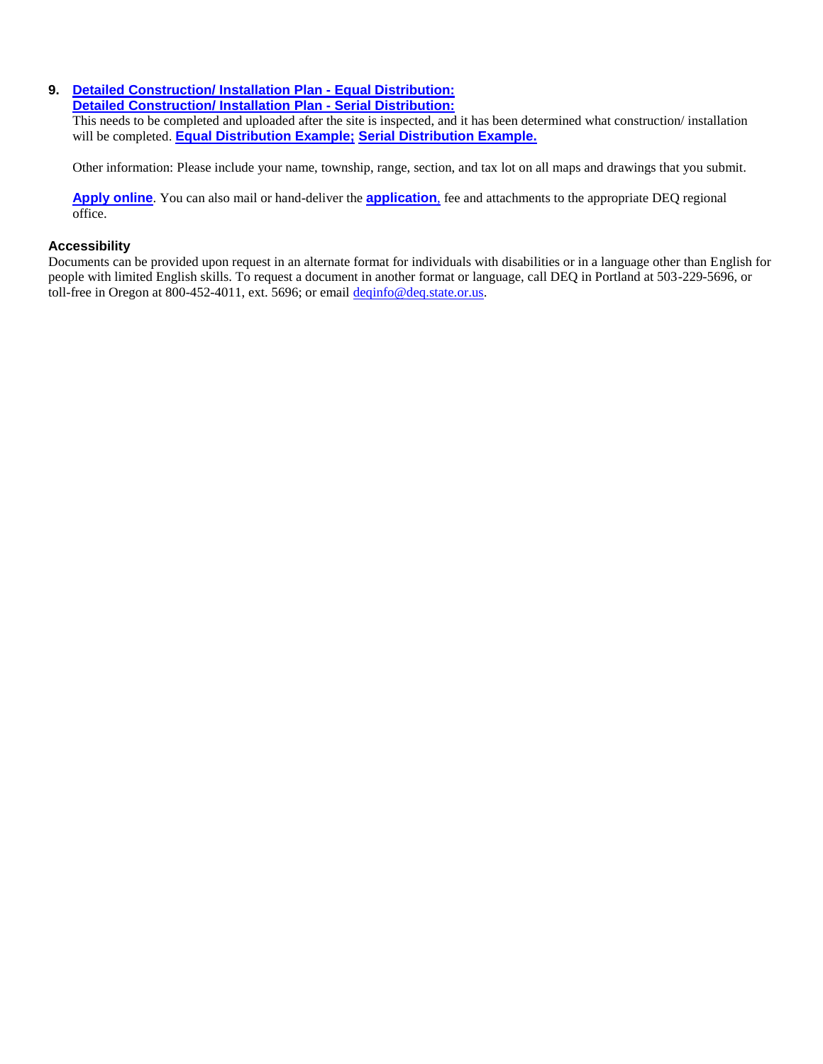9. **Detailed Construction/ Installation Plan - Equal Distribution:**
   **Detailed Construction/ Installation Plan - Serial Distribution:**
   This needs to be completed and uploaded after the site is inspected, and it has been determined what construction/ installation will be completed. **Equal Distribution Example; Serial Distribution Example.**

   Other information: Please include your name, township, range, section, and tax lot on all maps and drawings that you submit.

   **Apply online**. You can also mail or hand-deliver the **application**, fee and attachments to the appropriate DEQ regional office.

### Accessibility

Documents can be provided upon request in an alternate format for individuals with disabilities or in a language other than English for people with limited English skills. To request a document in another format or language, call DEQ in Portland at 503-229-5696, or toll-free in Oregon at 800-452-4011, ext. 5696; or email deqinfo@deq.state.or.us.